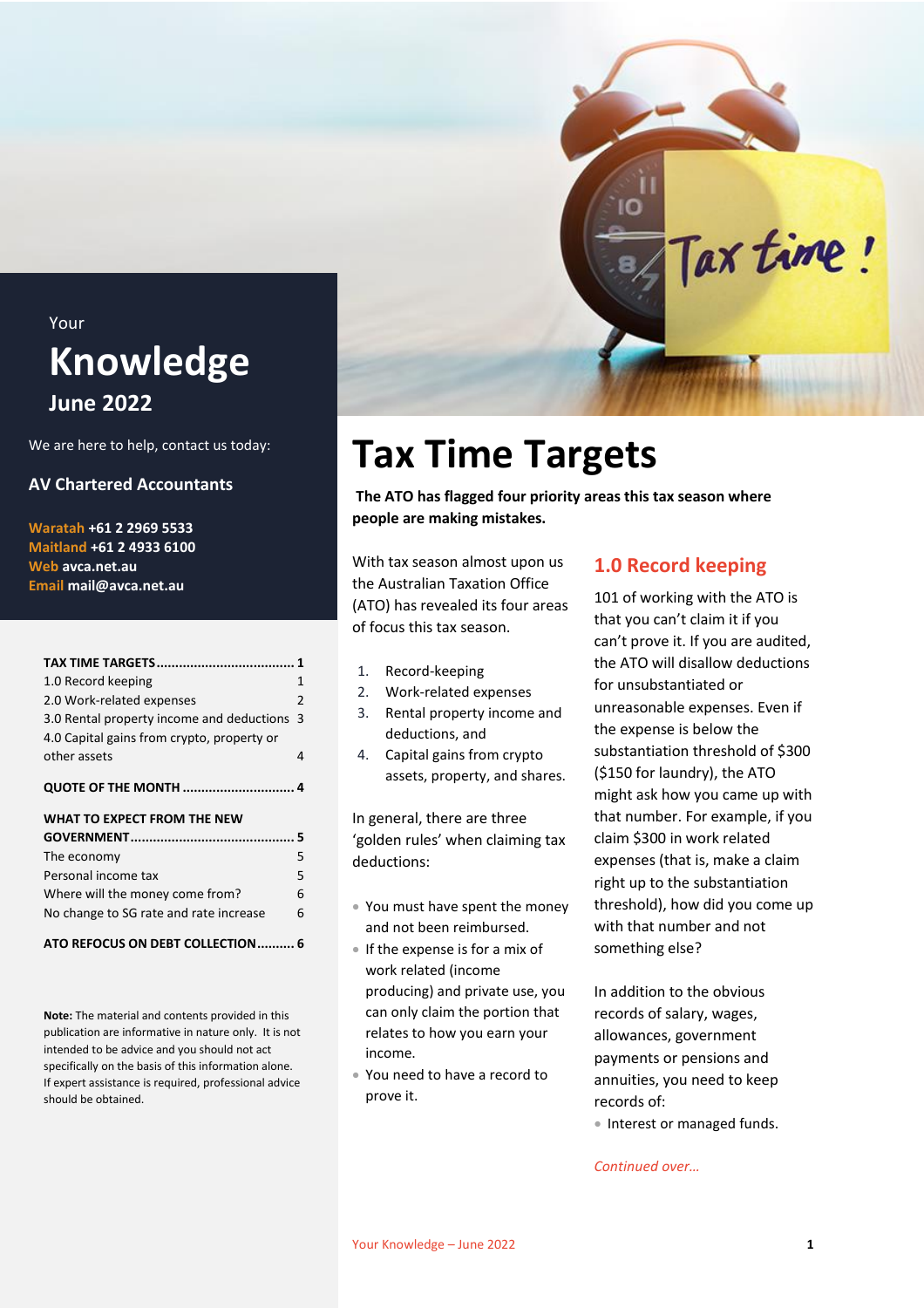Your

# Knowledge

**June 2022**

We are here to help, contact us today:

**AV Chartered Accountants**

**Waratah** **+61 2 2969 5533**
**Maitland** **+61 2 4933 6100**
**Web** **avca.net.au**
**Email** **mail@avca.net.au**

| | |
|---|---|
| **TAX TIME TARGETS** | **1** |
| 1.0 Record keeping | 1 |
| 2.0 Work-related expenses | 2 |
| 3.0 Rental property income and deductions | 3 |
| 4.0 Capital gains from crypto, property or other assets | 4 |
| **QUOTE OF THE MONTH** | **4** |
| **WHAT TO EXPECT FROM THE NEW GOVERNMENT** | **5** |
| The economy | 5 |
| Personal income tax | 5 |
| Where will the money come from? | 6 |
| No change to SG rate and rate increase | 6 |
| **ATO REFOCUS ON DEBT COLLECTION** | **6** |

**Note:** The material and contents provided in this publication are informative in nature only. It is not intended to be advice and you should not act specifically on the basis of this information alone. If expert assistance is required, professional advice should be obtained.

# Tax Time Targets

**The ATO has flagged four priority areas this tax season where people are making mistakes.**

With tax season almost upon us the Australian Taxation Office (ATO) has revealed its four areas of focus this tax season.

1. Record-keeping
2. Work-related expenses
3. Rental property income and deductions, and
4. Capital gains from crypto assets, property, and shares.

In general, there are three 'golden rules' when claiming tax deductions:

- You must have spent the money and not been reimbursed.
- If the expense is for a mix of work related (income producing) and private use, you can only claim the portion that relates to how you earn your income.
- You need to have a record to prove it.

## 1.0 Record keeping

101 of working with the ATO is that you can't claim it if you can't prove it. If you are audited, the ATO will disallow deductions for unsubstantiated or unreasonable expenses. Even if the expense is below the substantiation threshold of $300 ($150 for laundry), the ATO might ask how you came up with that number. For example, if you claim $300 in work related expenses (that is, make a claim right up to the substantiation threshold), how did you come up with that number and not something else?

In addition to the obvious records of salary, wages, allowances, government payments or pensions and annuities, you need to keep records of:

- Interest or managed funds.

*Continued over…*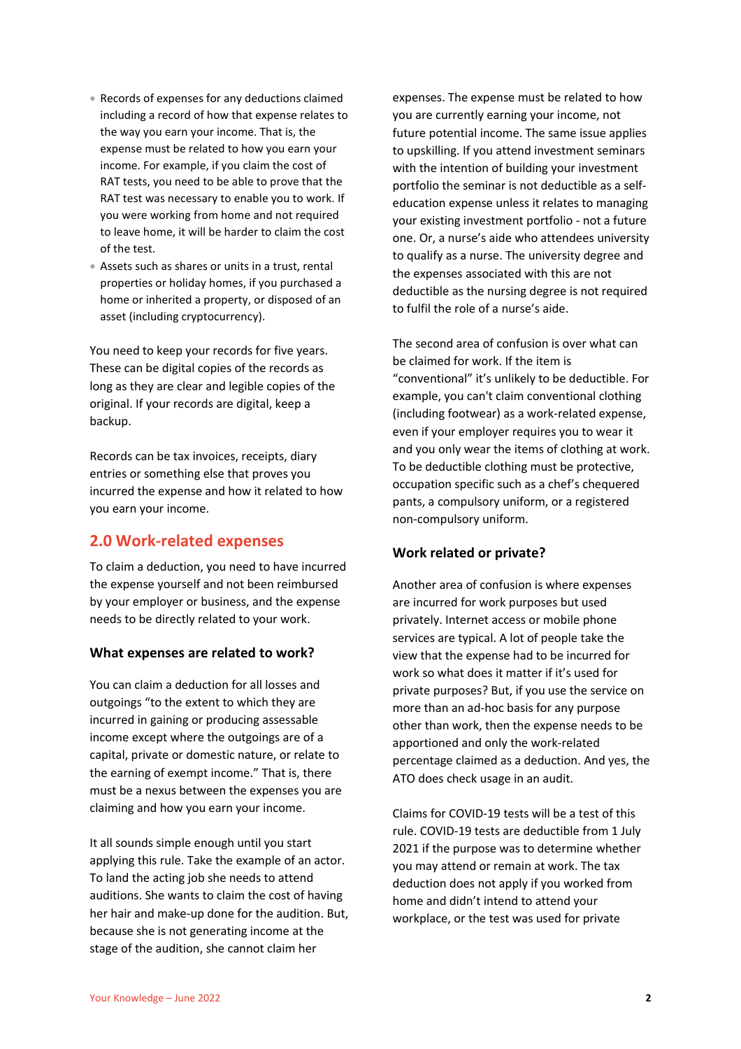- Records of expenses for any deductions claimed including a record of how that expense relates to the way you earn your income. That is, the expense must be related to how you earn your income. For example, if you claim the cost of RAT tests, you need to be able to prove that the RAT test was necessary to enable you to work. If you were working from home and not required to leave home, it will be harder to claim the cost of the test.
- Assets such as shares or units in a trust, rental properties or holiday homes, if you purchased a home or inherited a property, or disposed of an asset (including cryptocurrency).

You need to keep your records for five years. These can be digital copies of the records as long as they are clear and legible copies of the original. If your records are digital, keep a backup.

Records can be tax invoices, receipts, diary entries or something else that proves you incurred the expense and how it related to how you earn your income.

## 2.0 Work-related expenses

To claim a deduction, you need to have incurred the expense yourself and not been reimbursed by your employer or business, and the expense needs to be directly related to your work.

### What expenses are related to work?

You can claim a deduction for all losses and outgoings "to the extent to which they are incurred in gaining or producing assessable income except where the outgoings are of a capital, private or domestic nature, or relate to the earning of exempt income." That is, there must be a nexus between the expenses you are claiming and how you earn your income.

It all sounds simple enough until you start applying this rule. Take the example of an actor. To land the acting job she needs to attend auditions. She wants to claim the cost of having her hair and make-up done for the audition. But, because she is not generating income at the stage of the audition, she cannot claim her expenses. The expense must be related to how you are currently earning your income, not future potential income. The same issue applies to upskilling. If you attend investment seminars with the intention of building your investment portfolio the seminar is not deductible as a self-education expense unless it relates to managing your existing investment portfolio - not a future one. Or, a nurse's aide who attendees university to qualify as a nurse. The university degree and the expenses associated with this are not deductible as the nursing degree is not required to fulfil the role of a nurse's aide.

The second area of confusion is over what can be claimed for work. If the item is "conventional" it's unlikely to be deductible. For example, you can't claim conventional clothing (including footwear) as a work-related expense, even if your employer requires you to wear it and you only wear the items of clothing at work. To be deductible clothing must be protective, occupation specific such as a chef's chequered pants, a compulsory uniform, or a registered non-compulsory uniform.

### Work related or private?

Another area of confusion is where expenses are incurred for work purposes but used privately. Internet access or mobile phone services are typical. A lot of people take the view that the expense had to be incurred for work so what does it matter if it's used for private purposes? But, if you use the service on more than an ad-hoc basis for any purpose other than work, then the expense needs to be apportioned and only the work-related percentage claimed as a deduction. And yes, the ATO does check usage in an audit.

Claims for COVID-19 tests will be a test of this rule. COVID-19 tests are deductible from 1 July 2021 if the purpose was to determine whether you may attend or remain at work. The tax deduction does not apply if you worked from home and didn't intend to attend your workplace, or the test was used for private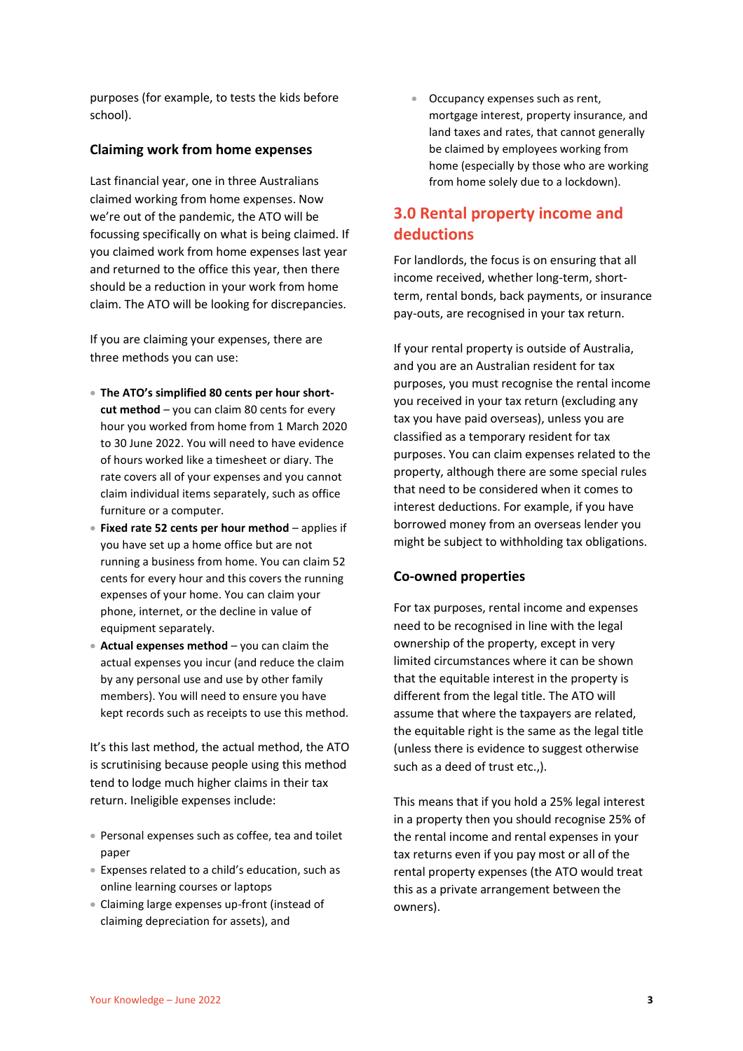purposes (for example, to tests the kids before school).

### Claiming work from home expenses

Last financial year, one in three Australians claimed working from home expenses. Now we're out of the pandemic, the ATO will be focussing specifically on what is being claimed. If you claimed work from home expenses last year and returned to the office this year, then there should be a reduction in your work from home claim. The ATO will be looking for discrepancies.

If you are claiming your expenses, there are three methods you can use:

- **The ATO's simplified 80 cents per hour short-cut method** – you can claim 80 cents for every hour you worked from home from 1 March 2020 to 30 June 2022. You will need to have evidence of hours worked like a timesheet or diary. The rate covers all of your expenses and you cannot claim individual items separately, such as office furniture or a computer.
- **Fixed rate 52 cents per hour method** – applies if you have set up a home office but are not running a business from home. You can claim 52 cents for every hour and this covers the running expenses of your home. You can claim your phone, internet, or the decline in value of equipment separately.
- **Actual expenses method** – you can claim the actual expenses you incur (and reduce the claim by any personal use and use by other family members). You will need to ensure you have kept records such as receipts to use this method.

It's this last method, the actual method, the ATO is scrutinising because people using this method tend to lodge much higher claims in their tax return. Ineligible expenses include:

- Personal expenses such as coffee, tea and toilet paper
- Expenses related to a child's education, such as online learning courses or laptops
- Claiming large expenses up-front (instead of claiming depreciation for assets), and
- Occupancy expenses such as rent, mortgage interest, property insurance, and land taxes and rates, that cannot generally be claimed by employees working from home (especially by those who are working from home solely due to a lockdown).

## 3.0 Rental property income and deductions

For landlords, the focus is on ensuring that all income received, whether long-term, short-term, rental bonds, back payments, or insurance pay-outs, are recognised in your tax return.

If your rental property is outside of Australia, and you are an Australian resident for tax purposes, you must recognise the rental income you received in your tax return (excluding any tax you have paid overseas), unless you are classified as a temporary resident for tax purposes. You can claim expenses related to the property, although there are some special rules that need to be considered when it comes to interest deductions. For example, if you have borrowed money from an overseas lender you might be subject to withholding tax obligations.

### Co-owned properties

For tax purposes, rental income and expenses need to be recognised in line with the legal ownership of the property, except in very limited circumstances where it can be shown that the equitable interest in the property is different from the legal title. The ATO will assume that where the taxpayers are related, the equitable right is the same as the legal title (unless there is evidence to suggest otherwise such as a deed of trust etc.,).

This means that if you hold a 25% legal interest in a property then you should recognise 25% of the rental income and rental expenses in your tax returns even if you pay most or all of the rental property expenses (the ATO would treat this as a private arrangement between the owners).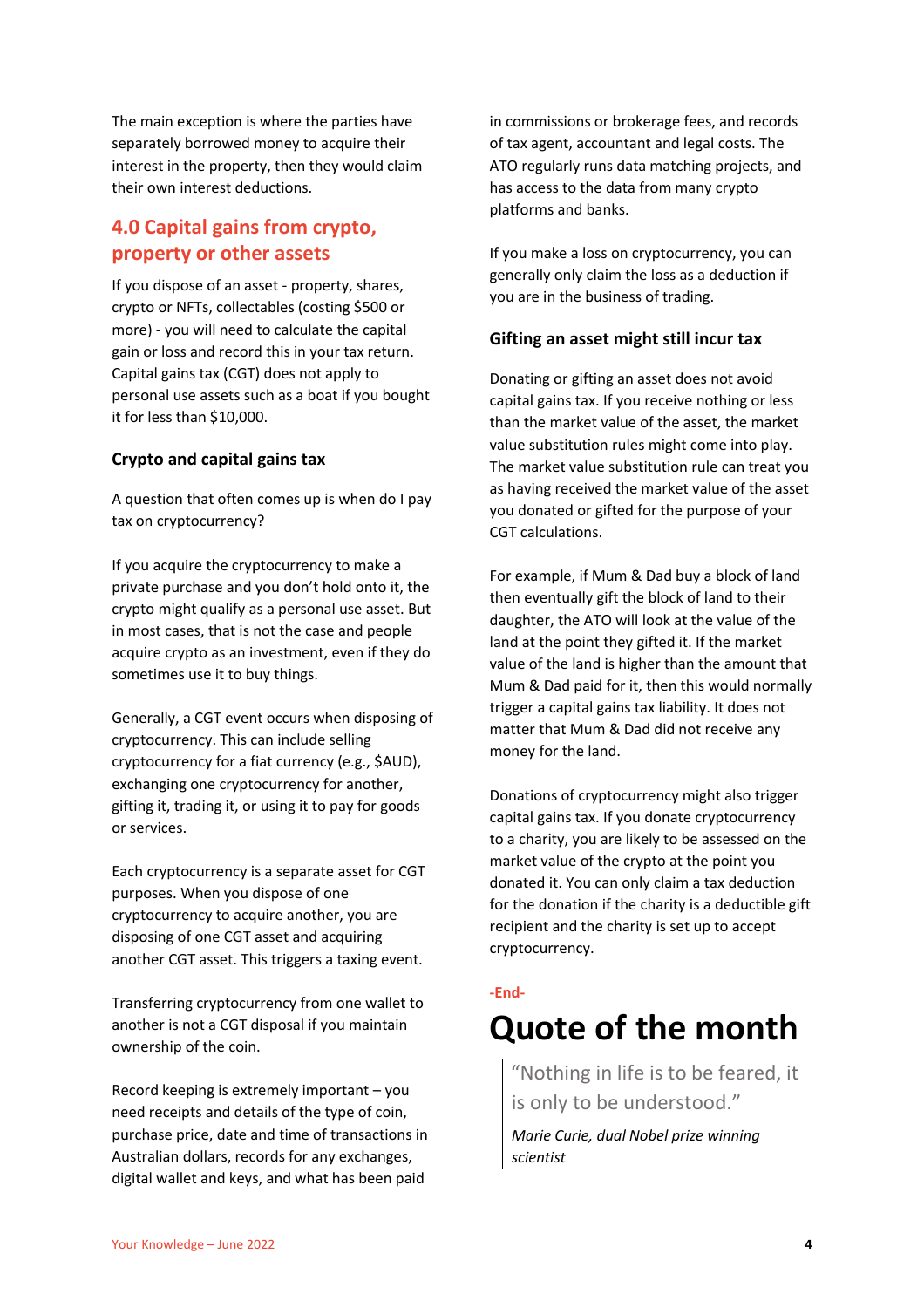The main exception is where the parties have separately borrowed money to acquire their interest in the property, then they would claim their own interest deductions.

## 4.0 Capital gains from crypto, property or other assets

If you dispose of an asset - property, shares, crypto or NFTs, collectables (costing $500 or more) - you will need to calculate the capital gain or loss and record this in your tax return. Capital gains tax (CGT) does not apply to personal use assets such as a boat if you bought it for less than $10,000.

### Crypto and capital gains tax

A question that often comes up is when do I pay tax on cryptocurrency?

If you acquire the cryptocurrency to make a private purchase and you don't hold onto it, the crypto might qualify as a personal use asset. But in most cases, that is not the case and people acquire crypto as an investment, even if they do sometimes use it to buy things.

Generally, a CGT event occurs when disposing of cryptocurrency. This can include selling cryptocurrency for a fiat currency (e.g., $AUD), exchanging one cryptocurrency for another, gifting it, trading it, or using it to pay for goods or services.

Each cryptocurrency is a separate asset for CGT purposes. When you dispose of one cryptocurrency to acquire another, you are disposing of one CGT asset and acquiring another CGT asset. This triggers a taxing event.

Transferring cryptocurrency from one wallet to another is not a CGT disposal if you maintain ownership of the coin.

Record keeping is extremely important – you need receipts and details of the type of coin, purchase price, date and time of transactions in Australian dollars, records for any exchanges, digital wallet and keys, and what has been paid in commissions or brokerage fees, and records of tax agent, accountant and legal costs. The ATO regularly runs data matching projects, and has access to the data from many crypto platforms and banks.

If you make a loss on cryptocurrency, you can generally only claim the loss as a deduction if you are in the business of trading.

### Gifting an asset might still incur tax

Donating or gifting an asset does not avoid capital gains tax. If you receive nothing or less than the market value of the asset, the market value substitution rules might come into play. The market value substitution rule can treat you as having received the market value of the asset you donated or gifted for the purpose of your CGT calculations.

For example, if Mum & Dad buy a block of land then eventually gift the block of land to their daughter, the ATO will look at the value of the land at the point they gifted it. If the market value of the land is higher than the amount that Mum & Dad paid for it, then this would normally trigger a capital gains tax liability. It does not matter that Mum & Dad did not receive any money for the land.

Donations of cryptocurrency might also trigger capital gains tax. If you donate cryptocurrency to a charity, you are likely to be assessed on the market value of the crypto at the point you donated it. You can only claim a tax deduction for the donation if the charity is a deductible gift recipient and the charity is set up to accept cryptocurrency.

-End-

# Quote of the month

> "Nothing in life is to be feared, it is only to be understood."
>
> *Marie Curie, dual Nobel prize winning scientist*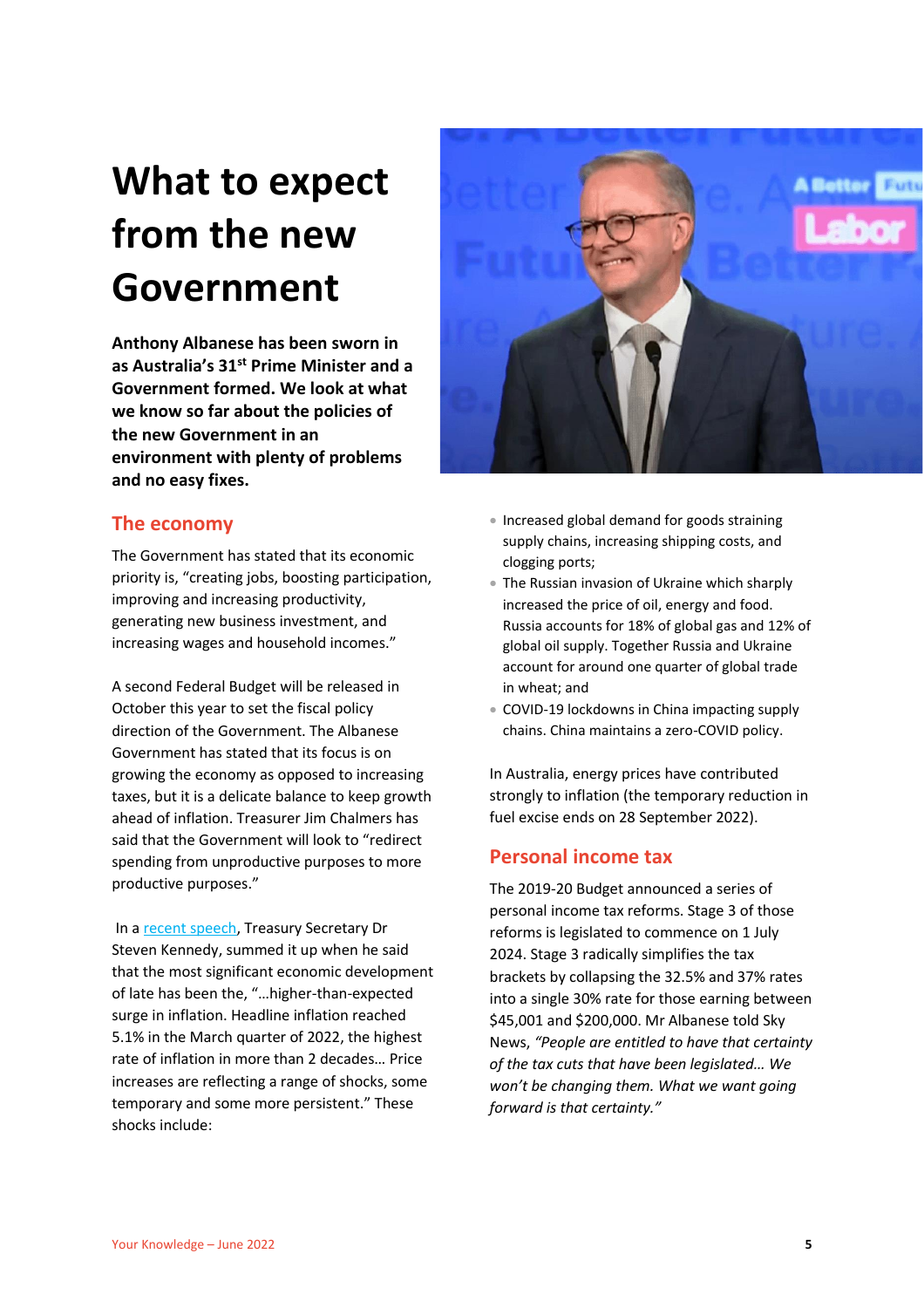# What to expect from the new Government

**Anthony Albanese has been sworn in as Australia's 31st Prime Minister and a Government formed. We look at what we know so far about the policies of the new Government in an environment with plenty of problems and no easy fixes.**

## The economy

The Government has stated that its economic priority is, "creating jobs, boosting participation, improving and increasing productivity, generating new business investment, and increasing wages and household incomes."

A second Federal Budget will be released in October this year to set the fiscal policy direction of the Government. The Albanese Government has stated that its focus is on growing the economy as opposed to increasing taxes, but it is a delicate balance to keep growth ahead of inflation. Treasurer Jim Chalmers has said that the Government will look to "redirect spending from unproductive purposes to more productive purposes."

In a [recent speech](), Treasury Secretary Dr Steven Kennedy, summed it up when he said that the most significant economic development of late has been the, "…higher-than-expected surge in inflation. Headline inflation reached 5.1% in the March quarter of 2022, the highest rate of inflation in more than 2 decades… Price increases are reflecting a range of shocks, some temporary and some more persistent." These shocks include:

- Increased global demand for goods straining supply chains, increasing shipping costs, and clogging ports;
- The Russian invasion of Ukraine which sharply increased the price of oil, energy and food. Russia accounts for 18% of global gas and 12% of global oil supply. Together Russia and Ukraine account for around one quarter of global trade in wheat; and
- COVID-19 lockdowns in China impacting supply chains. China maintains a zero-COVID policy.

In Australia, energy prices have contributed strongly to inflation (the temporary reduction in fuel excise ends on 28 September 2022).

## Personal income tax

The 2019-20 Budget announced a series of personal income tax reforms. Stage 3 of those reforms is legislated to commence on 1 July 2024. Stage 3 radically simplifies the tax brackets by collapsing the 32.5% and 37% rates into a single 30% rate for those earning between $45,001 and $200,000. Mr Albanese told Sky News, *"People are entitled to have that certainty of the tax cuts that have been legislated… We won't be changing them. What we want going forward is that certainty."*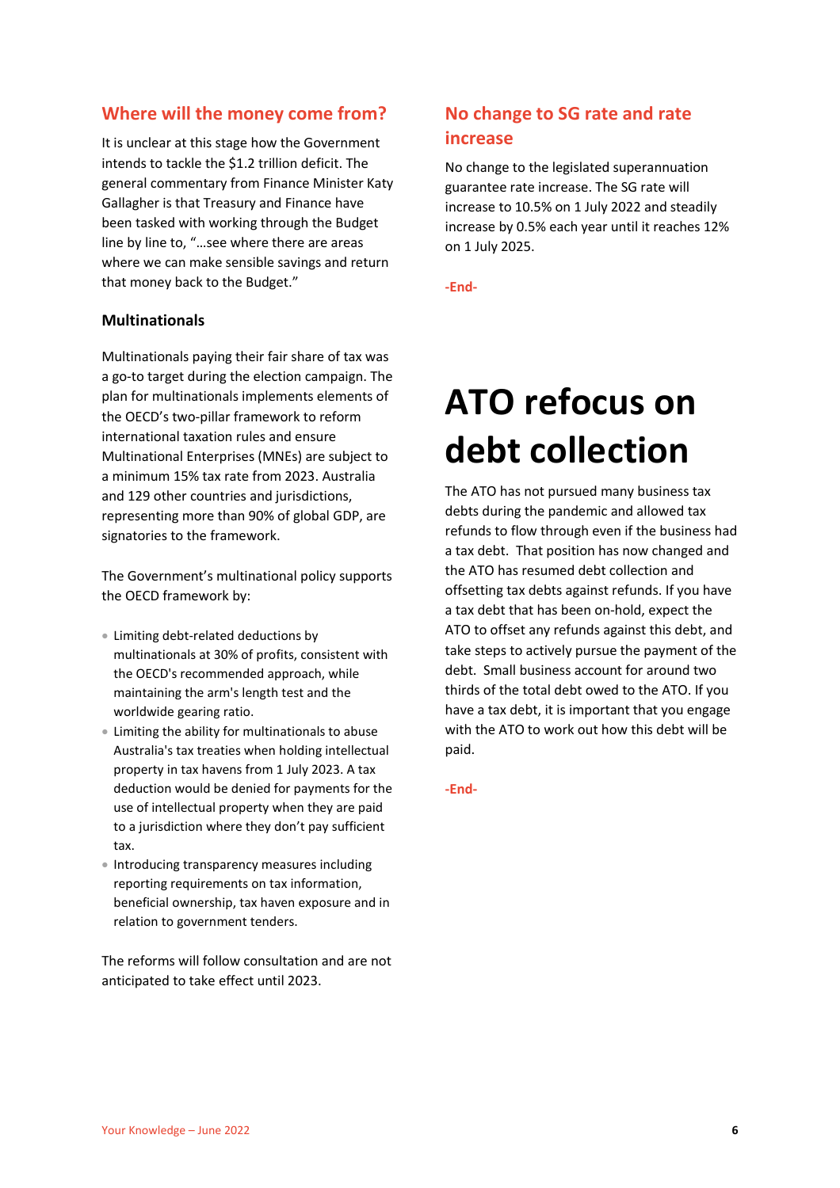## Where will the money come from?

It is unclear at this stage how the Government intends to tackle the $1.2 trillion deficit. The general commentary from Finance Minister Katy Gallagher is that Treasury and Finance have been tasked with working through the Budget line by line to, "…see where there are areas where we can make sensible savings and return that money back to the Budget."

### Multinationals

Multinationals paying their fair share of tax was a go-to target during the election campaign. The plan for multinationals implements elements of the OECD's two-pillar framework to reform international taxation rules and ensure Multinational Enterprises (MNEs) are subject to a minimum 15% tax rate from 2023. Australia and 129 other countries and jurisdictions, representing more than 90% of global GDP, are signatories to the framework.

The Government's multinational policy supports the OECD framework by:

- Limiting debt-related deductions by multinationals at 30% of profits, consistent with the OECD's recommended approach, while maintaining the arm's length test and the worldwide gearing ratio.
- Limiting the ability for multinationals to abuse Australia's tax treaties when holding intellectual property in tax havens from 1 July 2023. A tax deduction would be denied for payments for the use of intellectual property when they are paid to a jurisdiction where they don't pay sufficient tax.
- Introducing transparency measures including reporting requirements on tax information, beneficial ownership, tax haven exposure and in relation to government tenders.

The reforms will follow consultation and are not anticipated to take effect until 2023.

## No change to SG rate and rate increase

No change to the legislated superannuation guarantee rate increase. The SG rate will increase to 10.5% on 1 July 2022 and steadily increase by 0.5% each year until it reaches 12% on 1 July 2025.

-End-

# ATO refocus on debt collection

The ATO has not pursued many business tax debts during the pandemic and allowed tax refunds to flow through even if the business had a tax debt. That position has now changed and the ATO has resumed debt collection and offsetting tax debts against refunds. If you have a tax debt that has been on-hold, expect the ATO to offset any refunds against this debt, and take steps to actively pursue the payment of the debt. Small business account for around two thirds of the total debt owed to the ATO. If you have a tax debt, it is important that you engage with the ATO to work out how this debt will be paid.

-End-